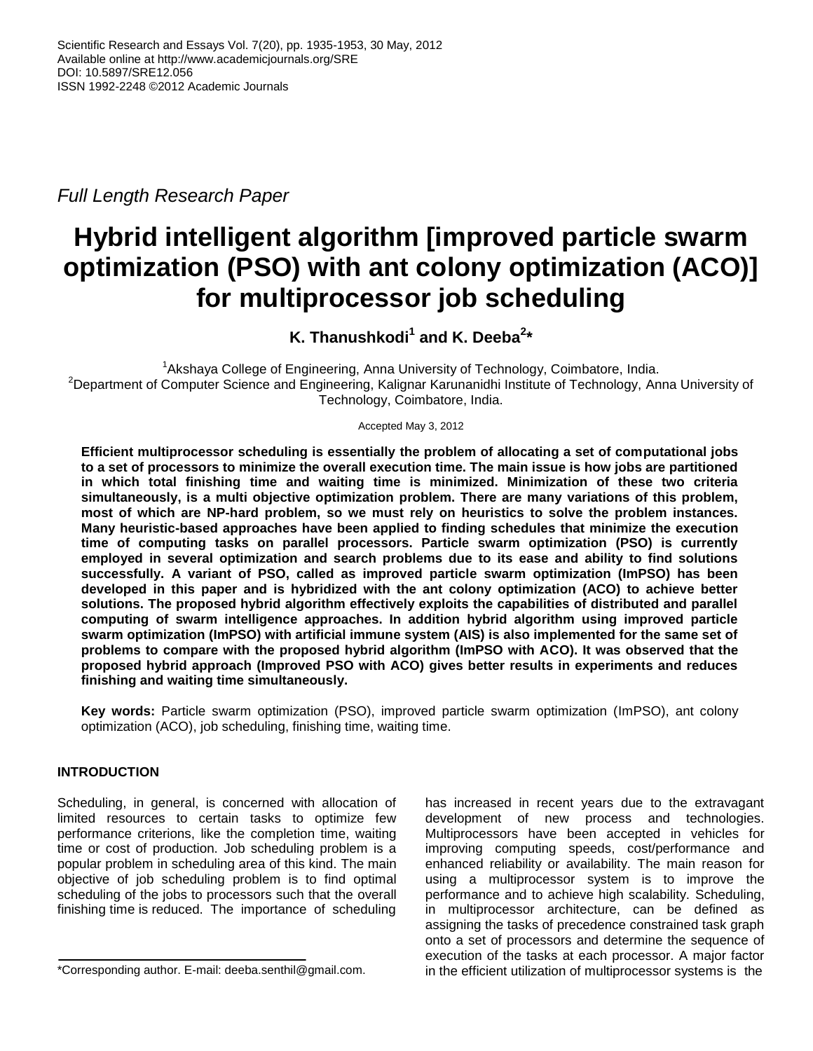Full Length Research Paper

# Hybrid intelligent algorithm [improved particle swarm optimization (PSO) with ant colony optimization (ACO)] for multiprocessor job scheduling

**K. Thanushkodi[1] and K. Deeba[2]***

[1]Akshaya College of Engineering, Anna University of Technology, Coimbatore, India.
[2]Department of Computer Science and Engineering, Kalignar Karunanidhi Institute of Technology, Anna University of Technology, Coimbatore, India.

Accepted May 3, 2012

**Efficient multiprocessor scheduling is essentially the problem of allocating a set of computational jobs to a set of processors to minimize the overall execution time. The main issue is how jobs are partitioned in which total finishing time and waiting time is minimized. Minimization of these two criteria simultaneously, is a multi objective optimization problem. There are many variations of this problem, most of which are NP-hard problem, so we must rely on heuristics to solve the problem instances. Many heuristic-based approaches have been applied to finding schedules that minimize the execution time of computing tasks on parallel processors. Particle swarm optimization (PSO) is currently employed in several optimization and search problems due to its ease and ability to find solutions successfully. A variant of PSO, called as improved particle swarm optimization (ImPSO) has been developed in this paper and is hybridized with the ant colony optimization (ACO) to achieve better solutions. The proposed hybrid algorithm effectively exploits the capabilities of distributed and parallel computing of swarm intelligence approaches. In addition hybrid algorithm using improved particle swarm optimization (ImPSO) with artificial immune system (AIS) is also implemented for the same set of problems to compare with the proposed hybrid algorithm (ImPSO with ACO). It was observed that the proposed hybrid approach (Improved PSO with ACO) gives better results in experiments and reduces finishing and waiting time simultaneously.**

**Key words:** Particle swarm optimization (PSO), improved particle swarm optimization (ImPSO), ant colony optimization (ACO), job scheduling, finishing time, waiting time.

## INTRODUCTION

Scheduling, in general, is concerned with allocation of limited resources to certain tasks to optimize few performance criterions, like the completion time, waiting time or cost of production. Job scheduling problem is a popular problem in scheduling area of this kind. The main objective of job scheduling problem is to find optimal scheduling of the jobs to processors such that the overall finishing time is reduced. The importance of scheduling has increased in recent years due to the extravagant development of new process and technologies. Multiprocessors have been accepted in vehicles for improving computing speeds, cost/performance and enhanced reliability or availability. The main reason for using a multiprocessor system is to improve the performance and to achieve high scalability. Scheduling, in multiprocessor architecture, can be defined as assigning the tasks of precedence constrained task graph onto a set of processors and determine the sequence of execution of the tasks at each processor. A major factor in the efficient utilization of multiprocessor systems is the

*Corresponding author. E-mail: deeba.senthil@gmail.com.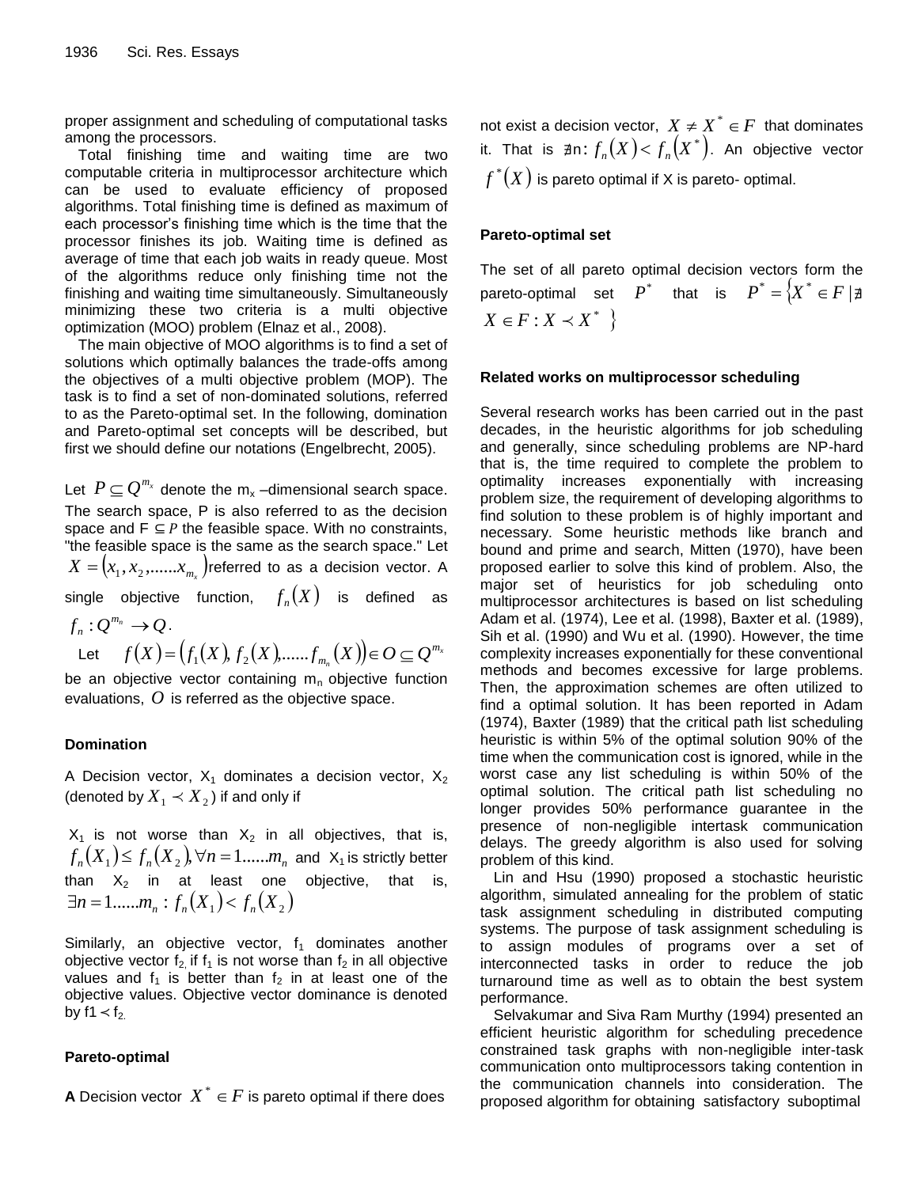proper assignment and scheduling of computational tasks among the processors.

Total finishing time and waiting time are two computable criteria in multiprocessor architecture which can be used to evaluate efficiency of proposed algorithms. Total finishing time is defined as maximum of each processor's finishing time which is the time that the processor finishes its job. Waiting time is defined as average of time that each job waits in ready queue. Most of the algorithms reduce only finishing time not the finishing and waiting time simultaneously. Simultaneously minimizing these two criteria is a multi objective optimization (MOO) problem (Elnaz et al., 2008).

The main objective of MOO algorithms is to find a set of solutions which optimally balances the trade-offs among the objectives of a multi objective problem (MOP). The task is to find a set of non-dominated solutions, referred to as the Pareto-optimal set. In the following, domination and Pareto-optimal set concepts will be described, but first we should define our notations (Engelbrecht, 2005).

Let $P \subseteq Q^{m_x}$ denote the $m_x$ –dimensional search space. The search space, P is also referred to as the decision space and $F \subseteq P$ the feasible space. With no constraints, "the feasible space is the same as the search space." Let $X = (x_1, x_2, ......x_{m_x})$ referred to as a decision vector. A single objective function, $f_n(X)$ is defined as $f_n : Q^{m_n} \rightarrow Q$.

Let $f(X) = (f_1(X), f_2(X), ......f_{m_n}(X)) \in O \subseteq Q^{m_x}$ be an objective vector containing $m_n$ objective function evaluations, $O$ is referred as the objective space.

### Domination

A Decision vector, $X_1$ dominates a decision vector, $X_2$ (denoted by $X_1 \prec X_2$) if and only if

$X_1$ is not worse than $X_2$ in all objectives, that is, $f_n(X_1) \leq f_n(X_2), \forall n = 1......m_n$ and $X_1$ is strictly better than $X_2$ in at least one objective, that is, $\exists n = 1......m_n : f_n(X_1) < f_n(X_2)$

Similarly, an objective vector, $f_1$ dominates another objective vector $f_2$, if $f_1$ is not worse than $f_2$ in all objective values and $f_1$ is better than $f_2$ in at least one of the objective values. Objective vector dominance is denoted by $f1 \prec f_2$.

### Pareto-optimal

**A** Decision vector $X^* \in F$ is pareto optimal if there does not exist a decision vector, $X \neq X^* \in F$ that dominates it. That is $\nexists n : f_n(X) < f_n(X^*)$. An objective vector $f^*(X)$ is pareto optimal if X is pareto- optimal.

### Pareto-optimal set

The set of all pareto optimal decision vectors form the pareto-optimal set $P^*$ that is $P^* = \{X^* \in F \mid \nexists X \in F : X \prec X^* \}$

### Related works on multiprocessor scheduling

Several research works has been carried out in the past decades, in the heuristic algorithms for job scheduling and generally, since scheduling problems are NP-hard that is, the time required to complete the problem to optimality increases exponentially with increasing problem size, the requirement of developing algorithms to find solution to these problem is of highly important and necessary. Some heuristic methods like branch and bound and prime and search, Mitten (1970), have been proposed earlier to solve this kind of problem. Also, the major set of heuristics for job scheduling onto multiprocessor architectures is based on list scheduling Adam et al. (1974), Lee et al. (1998), Baxter et al. (1989), Sih et al. (1990) and Wu et al. (1990). However, the time complexity increases exponentially for these conventional methods and becomes excessive for large problems. Then, the approximation schemes are often utilized to find a optimal solution. It has been reported in Adam (1974), Baxter (1989) that the critical path list scheduling heuristic is within 5% of the optimal solution 90% of the time when the communication cost is ignored, while in the worst case any list scheduling is within 50% of the optimal solution. The critical path list scheduling no longer provides 50% performance guarantee in the presence of non-negligible intertask communication delays. The greedy algorithm is also used for solving problem of this kind.

Lin and Hsu (1990) proposed a stochastic heuristic algorithm, simulated annealing for the problem of static task assignment scheduling in distributed computing systems. The purpose of task assignment scheduling is to assign modules of programs over a set of interconnected tasks in order to reduce the job turnaround time as well as to obtain the best system performance.

Selvakumar and Siva Ram Murthy (1994) presented an efficient heuristic algorithm for scheduling precedence constrained task graphs with non-negligible inter-task communication onto multiprocessors taking contention in the communication channels into consideration. The proposed algorithm for obtaining satisfactory suboptimal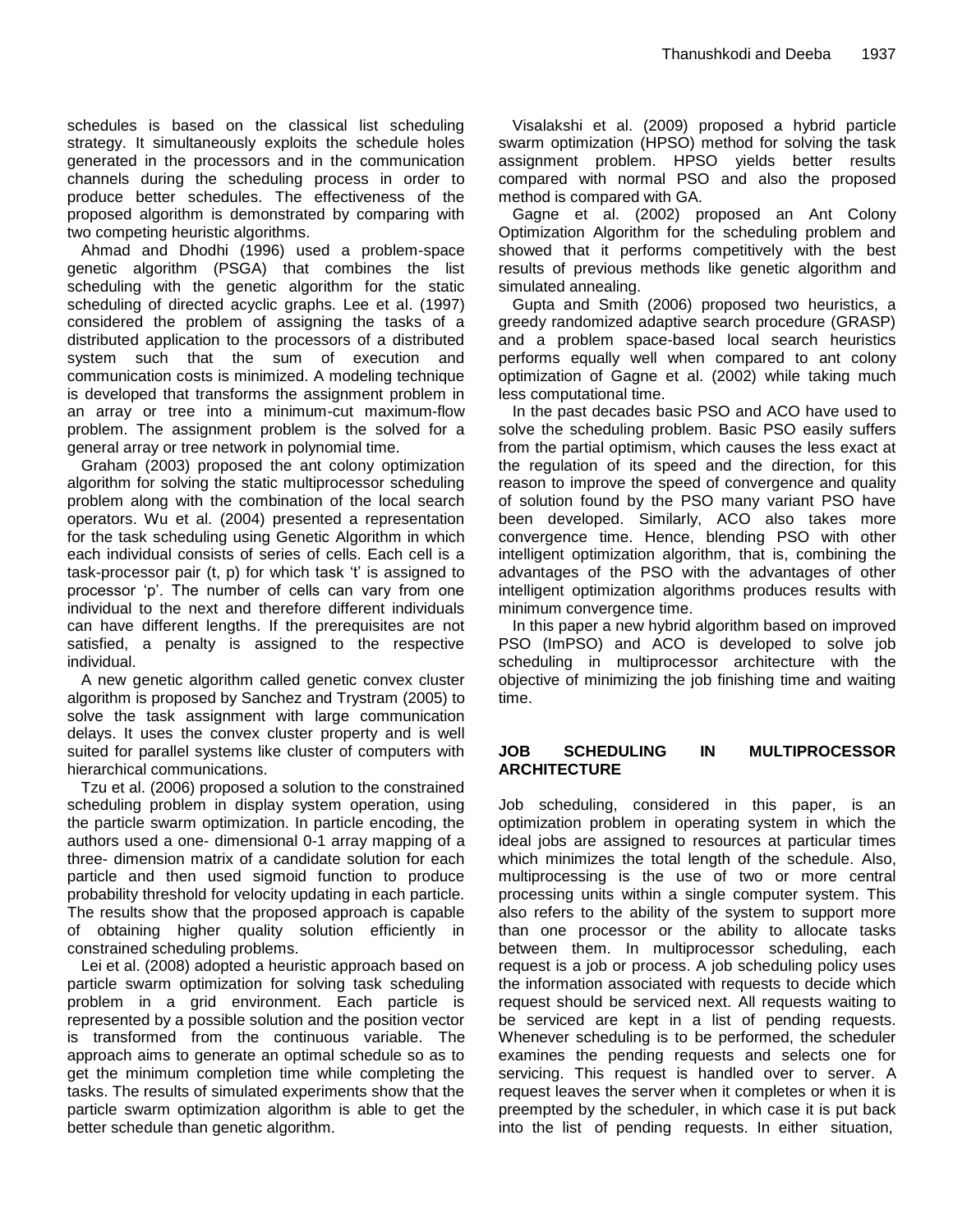schedules is based on the classical list scheduling strategy. It simultaneously exploits the schedule holes generated in the processors and in the communication channels during the scheduling process in order to produce better schedules. The effectiveness of the proposed algorithm is demonstrated by comparing with two competing heuristic algorithms.

Ahmad and Dhodhi (1996) used a problem-space genetic algorithm (PSGA) that combines the list scheduling with the genetic algorithm for the static scheduling of directed acyclic graphs. Lee et al. (1997) considered the problem of assigning the tasks of a distributed application to the processors of a distributed system such that the sum of execution and communication costs is minimized. A modeling technique is developed that transforms the assignment problem in an array or tree into a minimum-cut maximum-flow problem. The assignment problem is the solved for a general array or tree network in polynomial time.

Graham (2003) proposed the ant colony optimization algorithm for solving the static multiprocessor scheduling problem along with the combination of the local search operators. Wu et al. (2004) presented a representation for the task scheduling using Genetic Algorithm in which each individual consists of series of cells. Each cell is a task-processor pair (t, p) for which task 't' is assigned to processor 'p'. The number of cells can vary from one individual to the next and therefore different individuals can have different lengths. If the prerequisites are not satisfied, a penalty is assigned to the respective individual.

A new genetic algorithm called genetic convex cluster algorithm is proposed by Sanchez and Trystram (2005) to solve the task assignment with large communication delays. It uses the convex cluster property and is well suited for parallel systems like cluster of computers with hierarchical communications.

Tzu et al. (2006) proposed a solution to the constrained scheduling problem in display system operation, using the particle swarm optimization. In particle encoding, the authors used a one- dimensional 0-1 array mapping of a three- dimension matrix of a candidate solution for each particle and then used sigmoid function to produce probability threshold for velocity updating in each particle. The results show that the proposed approach is capable of obtaining higher quality solution efficiently in constrained scheduling problems.

Lei et al. (2008) adopted a heuristic approach based on particle swarm optimization for solving task scheduling problem in a grid environment. Each particle is represented by a possible solution and the position vector is transformed from the continuous variable. The approach aims to generate an optimal schedule so as to get the minimum completion time while completing the tasks. The results of simulated experiments show that the particle swarm optimization algorithm is able to get the better schedule than genetic algorithm.

Visalakshi et al. (2009) proposed a hybrid particle swarm optimization (HPSO) method for solving the task assignment problem. HPSO yields better results compared with normal PSO and also the proposed method is compared with GA.

Gagne et al. (2002) proposed an Ant Colony Optimization Algorithm for the scheduling problem and showed that it performs competitively with the best results of previous methods like genetic algorithm and simulated annealing.

Gupta and Smith (2006) proposed two heuristics, a greedy randomized adaptive search procedure (GRASP) and a problem space-based local search heuristics performs equally well when compared to ant colony optimization of Gagne et al. (2002) while taking much less computational time.

In the past decades basic PSO and ACO have used to solve the scheduling problem. Basic PSO easily suffers from the partial optimism, which causes the less exact at the regulation of its speed and the direction, for this reason to improve the speed of convergence and quality of solution found by the PSO many variant PSO have been developed. Similarly, ACO also takes more convergence time. Hence, blending PSO with other intelligent optimization algorithm, that is, combining the advantages of the PSO with the advantages of other intelligent optimization algorithms produces results with minimum convergence time.

In this paper a new hybrid algorithm based on improved PSO (ImPSO) and ACO is developed to solve job scheduling in multiprocessor architecture with the objective of minimizing the job finishing time and waiting time.

## JOB SCHEDULING IN MULTIPROCESSOR ARCHITECTURE

Job scheduling, considered in this paper, is an optimization problem in operating system in which the ideal jobs are assigned to resources at particular times which minimizes the total length of the schedule. Also, multiprocessing is the use of two or more central processing units within a single computer system. This also refers to the ability of the system to support more than one processor or the ability to allocate tasks between them. In multiprocessor scheduling, each request is a job or process. A job scheduling policy uses the information associated with requests to decide which request should be serviced next. All requests waiting to be serviced are kept in a list of pending requests. Whenever scheduling is to be performed, the scheduler examines the pending requests and selects one for servicing. This request is handled over to server. A request leaves the server when it completes or when it is preempted by the scheduler, in which case it is put back into the list of pending requests. In either situation,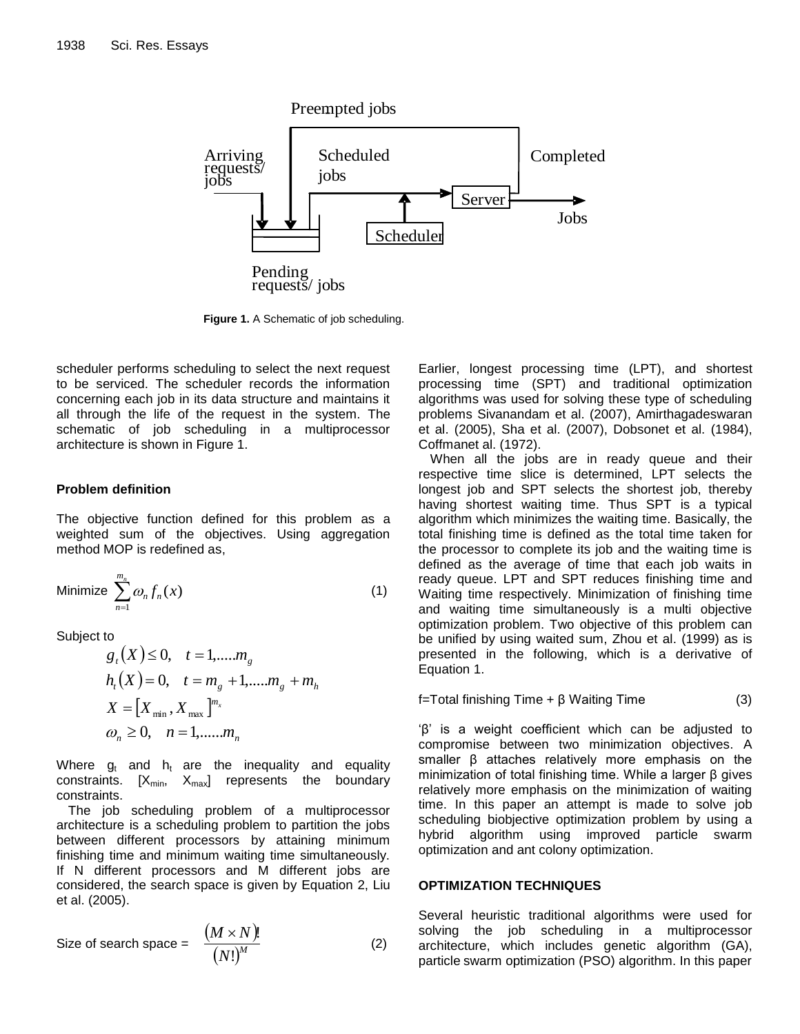Figure 1. A Schematic of job scheduling.

scheduler performs scheduling to select the next request to be serviced. The scheduler records the information concerning each job in its data structure and maintains it all through the life of the request in the system. The schematic of job scheduling in a multiprocessor architecture is shown in Figure 1.

**Problem definition**

The objective function defined for this problem as a weighted sum of the objectives. Using aggregation method MOP is redefined as,

$$\text{Minimize } \sum_{n=1}^{m_n} \omega_n f_n(x) \tag{1}$$

Subject to

$$g_t(X) \leq 0, \quad t = 1,.....m_g$$
$$h_t(X) = 0, \quad t = m_g + 1,.....m_g + m_h$$
$$X = [X_{\min}, X_{\max}]^{m_x}$$
$$\omega_n \geq 0, \quad n = 1,......m_n$$

Where $g_t$ and $h_t$ are the inequality and equality constraints. $[X_{min}, X_{max}]$ represents the boundary constraints.

The job scheduling problem of a multiprocessor architecture is a scheduling problem to partition the jobs between different processors by attaining minimum finishing time and minimum waiting time simultaneously. If N different processors and M different jobs are considered, the search space is given by Equation 2, Liu et al. (2005).

$$\text{Size of search space} = \frac{(M \times N)!}{(N!)^M} \tag{2}$$

Earlier, longest processing time (LPT), and shortest processing time (SPT) and traditional optimization algorithms was used for solving these type of scheduling problems Sivanandam et al. (2007), Amirthagadeswaran et al. (2005), Sha et al. (2007), Dobsonet et al. (1984), Coffmanet al. (1972).

When all the jobs are in ready queue and their respective time slice is determined, LPT selects the longest job and SPT selects the shortest job, thereby having shortest waiting time. Thus SPT is a typical algorithm which minimizes the waiting time. Basically, the total finishing time is defined as the total time taken for the processor to complete its job and the waiting time is defined as the average of time that each job waits in ready queue. LPT and SPT reduces finishing time and Waiting time respectively. Minimization of finishing time and waiting time simultaneously is a multi objective optimization problem. Two objective of this problem can be unified by using waited sum, Zhou et al. (1999) as is presented in the following, which is a derivative of Equation 1.

$$f = \text{Total finishing Time} + \beta \text{ Waiting Time} \tag{3}$$

'β' is a weight coefficient which can be adjusted to compromise between two minimization objectives. A smaller β attaches relatively more emphasis on the minimization of total finishing time. While a larger β gives relatively more emphasis on the minimization of waiting time. In this paper an attempt is made to solve job scheduling biobjective optimization problem by using a hybrid algorithm using improved particle swarm optimization and ant colony optimization.

## OPTIMIZATION TECHNIQUES

Several heuristic traditional algorithms were used for solving the job scheduling in a multiprocessor architecture, which includes genetic algorithm (GA), particle swarm optimization (PSO) algorithm. In this paper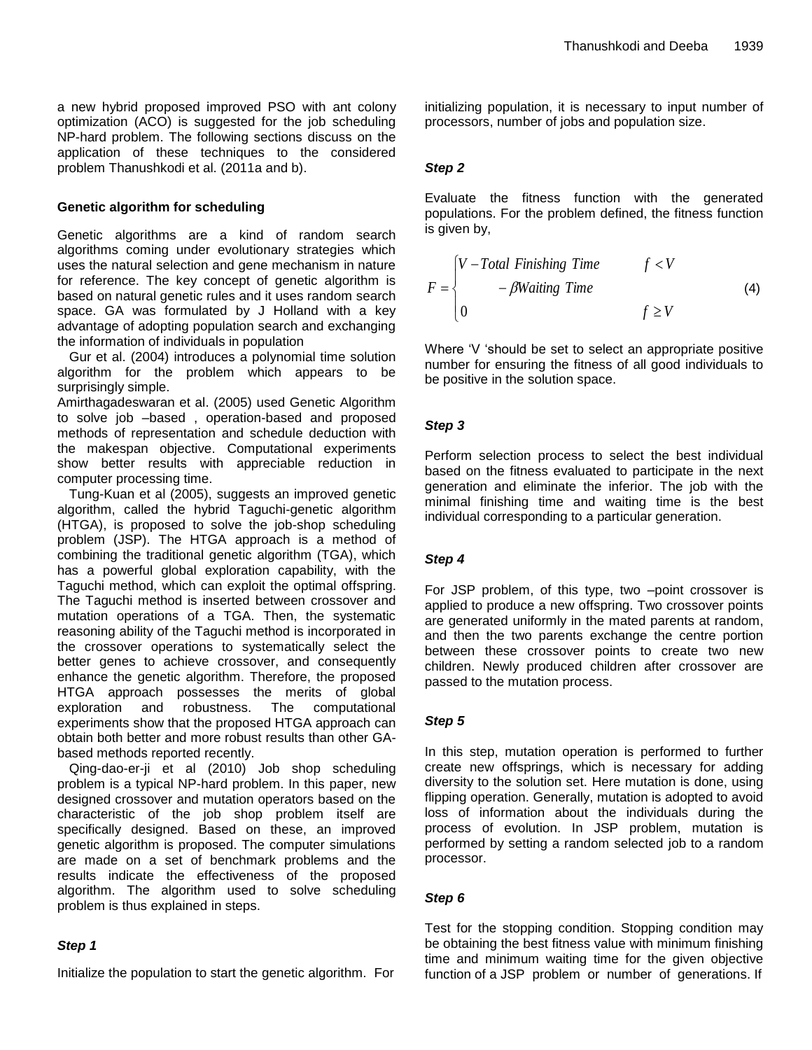a new hybrid proposed improved PSO with ant colony optimization (ACO) is suggested for the job scheduling NP-hard problem. The following sections discuss on the application of these techniques to the considered problem Thanushkodi et al. (2011a and b).

### Genetic algorithm for scheduling

Genetic algorithms are a kind of random search algorithms coming under evolutionary strategies which uses the natural selection and gene mechanism in nature for reference. The key concept of genetic algorithm is based on natural genetic rules and it uses random search space. GA was formulated by J Holland with a key advantage of adopting population search and exchanging the information of individuals in population

Gur et al. (2004) introduces a polynomial time solution algorithm for the problem which appears to be surprisingly simple.

Amirthagadeswaran et al. (2005) used Genetic Algorithm to solve job –based , operation-based and proposed methods of representation and schedule deduction with the makespan objective. Computational experiments show better results with appreciable reduction in computer processing time.

Tung-Kuan et al (2005), suggests an improved genetic algorithm, called the hybrid Taguchi-genetic algorithm (HTGA), is proposed to solve the job-shop scheduling problem (JSP). The HTGA approach is a method of combining the traditional genetic algorithm (TGA), which has a powerful global exploration capability, with the Taguchi method, which can exploit the optimal offspring. The Taguchi method is inserted between crossover and mutation operations of a TGA. Then, the systematic reasoning ability of the Taguchi method is incorporated in the crossover operations to systematically select the better genes to achieve crossover, and consequently enhance the genetic algorithm. Therefore, the proposed HTGA approach possesses the merits of global exploration and robustness. The computational experiments show that the proposed HTGA approach can obtain both better and more robust results than other GA-based methods reported recently.

Qing-dao-er-ji et al (2010) Job shop scheduling problem is a typical NP-hard problem. In this paper, new designed crossover and mutation operators based on the characteristic of the job shop problem itself are specifically designed. Based on these, an improved genetic algorithm is proposed. The computer simulations are made on a set of benchmark problems and the results indicate the effectiveness of the proposed algorithm. The algorithm used to solve scheduling problem is thus explained in steps.

#### *Step 1*

Initialize the population to start the genetic algorithm. For initializing population, it is necessary to input number of processors, number of jobs and population size.

#### *Step 2*

Evaluate the fitness function with the generated populations. For the problem defined, the fitness function is given by,

$$F = \begin{cases} V - Total\ Finishing\ Time & f < V \\ \quad - \beta Waiting\ Time & \\ 0 & f \geq V \end{cases} \tag{4}$$

Where ‘V ‘should be set to select an appropriate positive number for ensuring the fitness of all good individuals to be positive in the solution space.

#### *Step 3*

Perform selection process to select the best individual based on the fitness evaluated to participate in the next generation and eliminate the inferior. The job with the minimal finishing time and waiting time is the best individual corresponding to a particular generation.

#### *Step 4*

For JSP problem, of this type, two –point crossover is applied to produce a new offspring. Two crossover points are generated uniformly in the mated parents at random, and then the two parents exchange the centre portion between these crossover points to create two new children. Newly produced children after crossover are passed to the mutation process.

#### *Step 5*

In this step, mutation operation is performed to further create new offsprings, which is necessary for adding diversity to the solution set. Here mutation is done, using flipping operation. Generally, mutation is adopted to avoid loss of information about the individuals during the process of evolution. In JSP problem, mutation is performed by setting a random selected job to a random processor.

#### *Step 6*

Test for the stopping condition. Stopping condition may be obtaining the best fitness value with minimum finishing time and minimum waiting time for the given objective function of a JSP problem or number of generations. If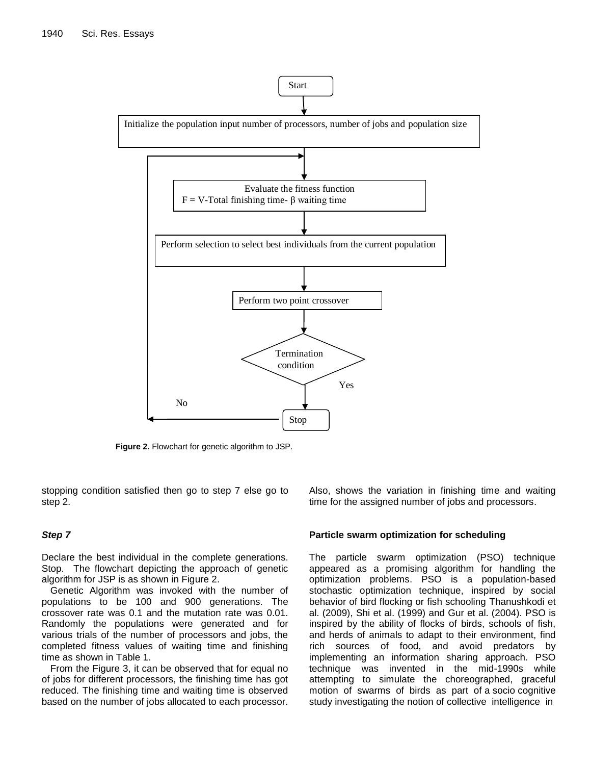Start

Initialize the population input number of processors, number of jobs and population size

Evaluate the fitness function
F = V-Total finishing time- β waiting time

Perform selection to select best individuals from the current population

Perform two point crossover

Termination condition

Yes

No

Stop

**Figure 2.** Flowchart for genetic algorithm to JSP.

stopping condition satisfied then go to step 7 else go to step 2.

***Step 7***

Declare the best individual in the complete generations. Stop. The flowchart depicting the approach of genetic algorithm for JSP is as shown in Figure 2.

Genetic Algorithm was invoked with the number of populations to be 100 and 900 generations. The crossover rate was 0.1 and the mutation rate was 0.01. Randomly the populations were generated and for various trials of the number of processors and jobs, the completed fitness values of waiting time and finishing time as shown in Table 1.

From the Figure 3, it can be observed that for equal no of jobs for different processors, the finishing time has got reduced. The finishing time and waiting time is observed based on the number of jobs allocated to each processor. Also, shows the variation in finishing time and waiting time for the assigned number of jobs and processors.

**Particle swarm optimization for scheduling**

The particle swarm optimization (PSO) technique appeared as a promising algorithm for handling the optimization problems. PSO is a population-based stochastic optimization technique, inspired by social behavior of bird flocking or fish schooling Thanushkodi et al. (2009), Shi et al. (1999) and Gur et al. (2004). PSO is inspired by the ability of flocks of birds, schools of fish, and herds of animals to adapt to their environment, find rich sources of food, and avoid predators by implementing an information sharing approach. PSO technique was invented in the mid-1990s while attempting to simulate the choreographed, graceful motion of swarms of birds as part of a socio cognitive study investigating the notion of collective intelligence in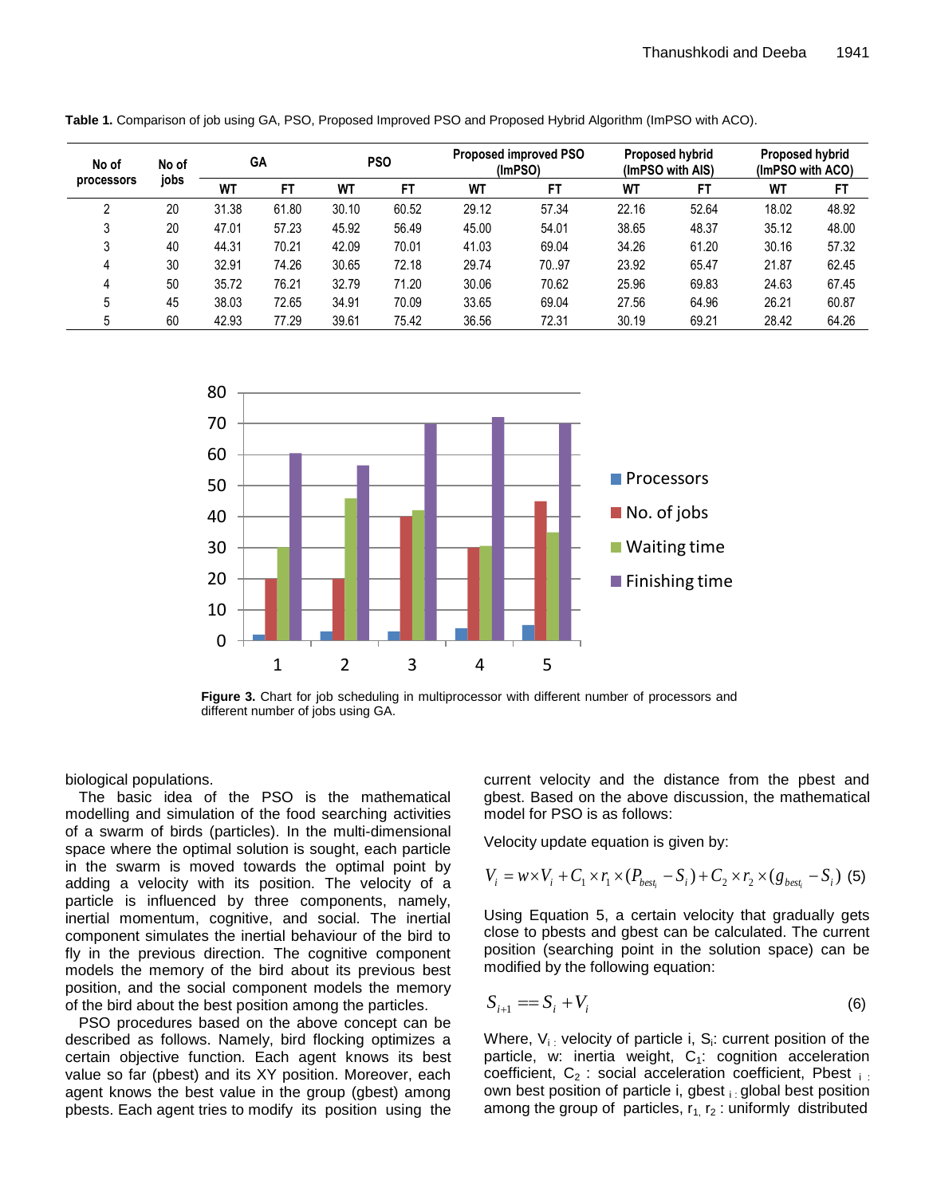**Table 1.** Comparison of job using GA, PSO, Proposed Improved PSO and Proposed Hybrid Algorithm (ImPSO with ACO).

| No of processors | No of jobs | GA | | PSO | | Proposed improved PSO (ImPSO) | | Proposed hybrid (ImPSO with AIS) | | Proposed hybrid (ImPSO with ACO) | |
|---|---|---|---|---|---|---|---|---|---|---|---|
| | | WT | FT | WT | FT | WT | FT | WT | FT | WT | FT |
| 2 | 20 | 31.38 | 61.80 | 30.10 | 60.52 | 29.12 | 57.34 | 22.16 | 52.64 | 18.02 | 48.92 |
| 3 | 20 | 47.01 | 57.23 | 45.92 | 56.49 | 45.00 | 54.01 | 38.65 | 48.37 | 35.12 | 48.00 |
| 3 | 40 | 44.31 | 70.21 | 42.09 | 70.01 | 41.03 | 69.04 | 34.26 | 61.20 | 30.16 | 57.32 |
| 4 | 30 | 32.91 | 74.26 | 30.65 | 72.18 | 29.74 | 70..97 | 23.92 | 65.47 | 21.87 | 62.45 |
| 4 | 50 | 35.72 | 76.21 | 32.79 | 71.20 | 30.06 | 70.62 | 25.96 | 69.83 | 24.63 | 67.45 |
| 5 | 45 | 38.03 | 72.65 | 34.91 | 70.09 | 33.65 | 69.04 | 27.56 | 64.96 | 26.21 | 60.87 |
| 5 | 60 | 42.93 | 77.29 | 39.61 | 75.42 | 36.56 | 72.31 | 30.19 | 69.21 | 28.42 | 64.26 |

**Figure 3.** Chart for job scheduling in multiprocessor with different number of processors and different number of jobs using GA.

biological populations.

The basic idea of the PSO is the mathematical modelling and simulation of the food searching activities of a swarm of birds (particles). In the multi-dimensional space where the optimal solution is sought, each particle in the swarm is moved towards the optimal point by adding a velocity with its position. The velocity of a particle is influenced by three components, namely, inertial momentum, cognitive, and social. The inertial component simulates the inertial behaviour of the bird to fly in the previous direction. The cognitive component models the memory of the bird about its previous best position, and the social component models the memory of the bird about the best position among the particles.

PSO procedures based on the above concept can be described as follows. Namely, bird flocking optimizes a certain objective function. Each agent knows its best value so far (pbest) and its XY position. Moreover, each agent knows the best value in the group (gbest) among pbests. Each agent tries to modify its position using the current velocity and the distance from the pbest and gbest. Based on the above discussion, the mathematical model for PSO is as follows:

Velocity update equation is given by:

$$V_i = w \times V_i + C_1 \times r_1 \times (P_{best_i} - S_i) + C_2 \times r_2 \times (g_{best_i} - S_i) \quad (5)$$

Using Equation 5, a certain velocity that gradually gets close to pbests and gbest can be calculated. The current position (searching point in the solution space) can be modified by the following equation:

$$S_{i+1} == S_i + V_i \quad (6)$$

Where, $V_i$ : velocity of particle i, $S_i$: current position of the particle, w: inertia weight, $C_1$: cognition acceleration coefficient, $C_2$ : social acceleration coefficient, Pbest $_i$ : own best position of particle i, gbest $_i$ : global best position among the group of particles, $r_1$, $r_2$ : uniformly distributed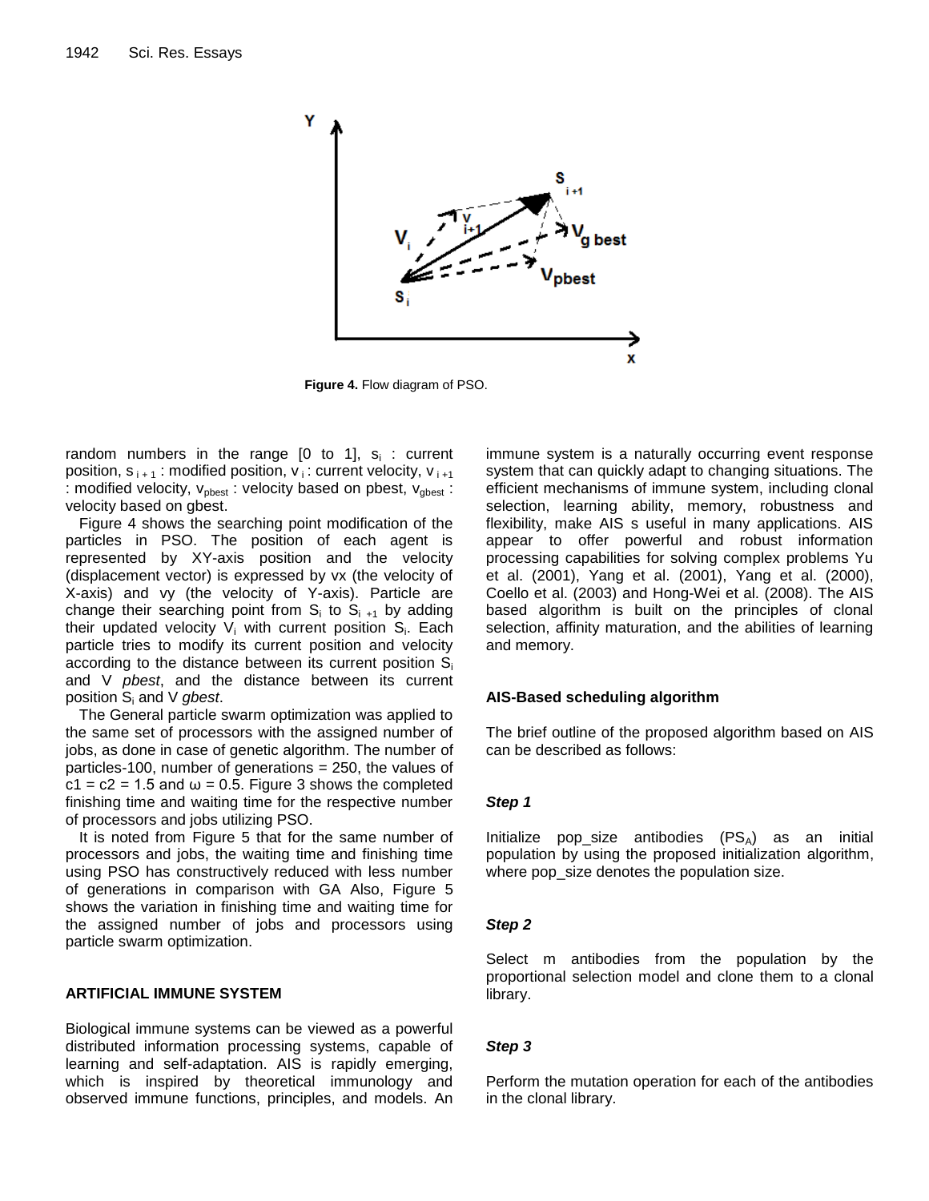Figure 4. Flow diagram of PSO.

random numbers in the range [0 to 1], $s_i$ : current position, $s_{i+1}$ : modified position, $v_i$ : current velocity, $v_{i+1}$ : modified velocity, $v_{pbest}$ : velocity based on pbest, $v_{gbest}$ : velocity based on gbest.

Figure 4 shows the searching point modification of the particles in PSO. The position of each agent is represented by XY-axis position and the velocity (displacement vector) is expressed by vx (the velocity of X-axis) and vy (the velocity of Y-axis). Particle are change their searching point from $S_i$ to $S_{i+1}$ by adding their updated velocity $V_i$ with current position $S_i$. Each particle tries to modify its current position and velocity according to the distance between its current position $S_i$ and V *pbest*, and the distance between its current position $S_i$ and V *gbest*.

The General particle swarm optimization was applied to the same set of processors with the assigned number of jobs, as done in case of genetic algorithm. The number of particles-100, number of generations = 250, the values of $c1 = c2 = 1.5$ and $\omega = 0.5$. Figure 3 shows the completed finishing time and waiting time for the respective number of processors and jobs utilizing PSO.

It is noted from Figure 5 that for the same number of processors and jobs, the waiting time and finishing time using PSO has constructively reduced with less number of generations in comparison with GA Also, Figure 5 shows the variation in finishing time and waiting time for the assigned number of jobs and processors using particle swarm optimization.

## ARTIFICIAL IMMUNE SYSTEM

Biological immune systems can be viewed as a powerful distributed information processing systems, capable of learning and self-adaptation. AIS is rapidly emerging, which is inspired by theoretical immunology and observed immune functions, principles, and models. An immune system is a naturally occurring event response system that can quickly adapt to changing situations. The efficient mechanisms of immune system, including clonal selection, learning ability, memory, robustness and flexibility, make AIS s useful in many applications. AIS appear to offer powerful and robust information processing capabilities for solving complex problems Yu et al. (2001), Yang et al. (2001), Yang et al. (2000), Coello et al. (2003) and Hong-Wei et al. (2008). The AIS based algorithm is built on the principles of clonal selection, affinity maturation, and the abilities of learning and memory.

### AIS-Based scheduling algorithm

The brief outline of the proposed algorithm based on AIS can be described as follows:

#### *Step 1*

Initialize pop_size antibodies ($PS_A$) as an initial population by using the proposed initialization algorithm, where pop_size denotes the population size.

#### *Step 2*

Select m antibodies from the population by the proportional selection model and clone them to a clonal library.

#### *Step 3*

Perform the mutation operation for each of the antibodies in the clonal library.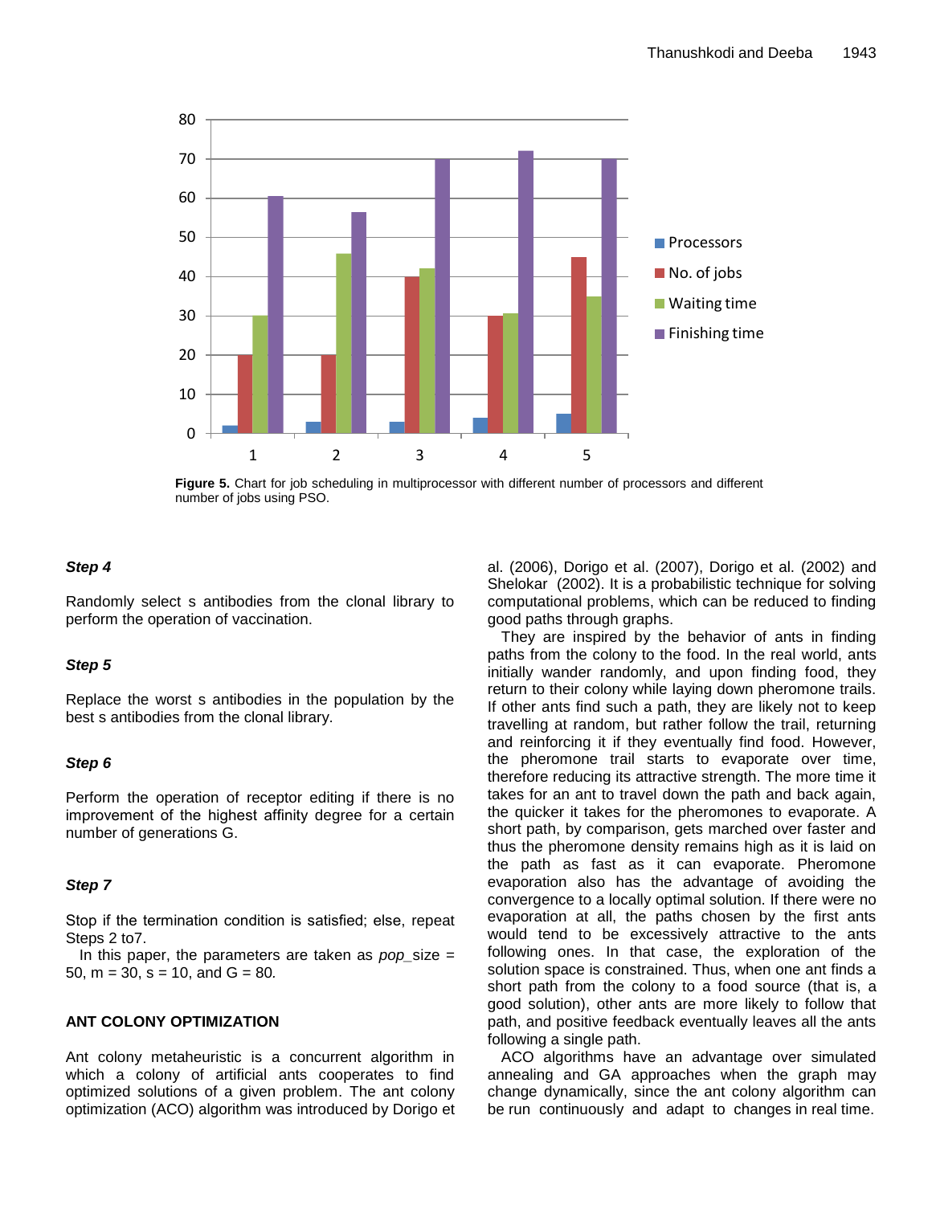Figure 5. Chart for job scheduling in multiprocessor with different number of processors and different number of jobs using PSO.

***Step 4***

Randomly select s antibodies from the clonal library to perform the operation of vaccination.

***Step 5***

Replace the worst s antibodies in the population by the best s antibodies from the clonal library.

***Step 6***

Perform the operation of receptor editing if there is no improvement of the highest affinity degree for a certain number of generations G.

***Step 7***

Stop if the termination condition is satisfied; else, repeat Steps 2 to7.

In this paper, the parameters are taken as *pop*_size = 50, m = 30, s = 10, and G = 80*.*

## ANT COLONY OPTIMIZATION

Ant colony metaheuristic is a concurrent algorithm in which a colony of artificial ants cooperates to find optimized solutions of a given problem. The ant colony optimization (ACO) algorithm was introduced by Dorigo et al. (2006), Dorigo et al. (2007), Dorigo et al. (2002) and Shelokar (2002). It is a probabilistic technique for solving computational problems, which can be reduced to finding good paths through graphs.

They are inspired by the behavior of ants in finding paths from the colony to the food. In the real world, ants initially wander randomly, and upon finding food, they return to their colony while laying down pheromone trails. If other ants find such a path, they are likely not to keep travelling at random, but rather follow the trail, returning and reinforcing it if they eventually find food. However, the pheromone trail starts to evaporate over time, therefore reducing its attractive strength. The more time it takes for an ant to travel down the path and back again, the quicker it takes for the pheromones to evaporate. A short path, by comparison, gets marched over faster and thus the pheromone density remains high as it is laid on the path as fast as it can evaporate. Pheromone evaporation also has the advantage of avoiding the convergence to a locally optimal solution. If there were no evaporation at all, the paths chosen by the first ants would tend to be excessively attractive to the ants following ones. In that case, the exploration of the solution space is constrained. Thus, when one ant finds a short path from the colony to a food source (that is, a good solution), other ants are more likely to follow that path, and positive feedback eventually leaves all the ants following a single path.

ACO algorithms have an advantage over simulated annealing and GA approaches when the graph may change dynamically, since the ant colony algorithm can be run continuously and adapt to changes in real time.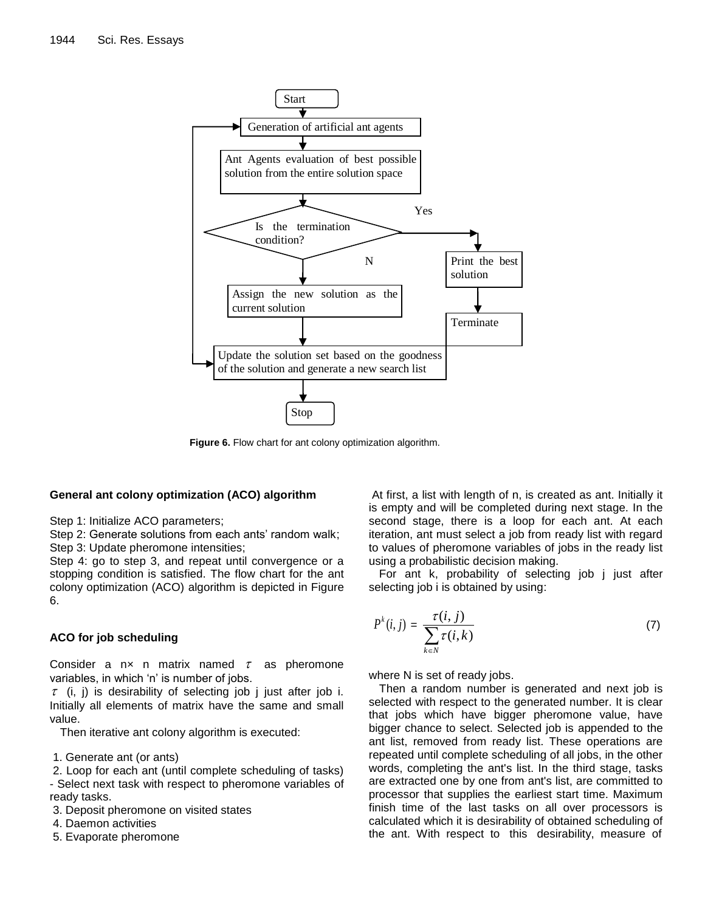Start

Generation of artificial ant agents

Ant Agents evaluation of best possible solution from the entire solution space

Is the termination condition?

Yes

Print the best solution

Terminate

N

Assign the new solution as the current solution

Update the solution set based on the goodness of the solution and generate a new search list

Stop

**Figure 6.** Flow chart for ant colony optimization algorithm.

### General ant colony optimization (ACO) algorithm

Step 1: Initialize ACO parameters;
Step 2: Generate solutions from each ants' random walk;
Step 3: Update pheromone intensities;
Step 4: go to step 3, and repeat until convergence or a stopping condition is satisfied. The flow chart for the ant colony optimization (ACO) algorithm is depicted in Figure 6.

### ACO for job scheduling

Consider a n× n matrix named $\tau$ as pheromone variables, in which 'n' is number of jobs.

$\tau$ (i, j) is desirability of selecting job j just after job i. Initially all elements of matrix have the same and small value.

Then iterative ant colony algorithm is executed:

1. Generate ant (or ants)
2. Loop for each ant (until complete scheduling of tasks) - Select next task with respect to pheromone variables of ready tasks.
3. Deposit pheromone on visited states
4. Daemon activities
5. Evaporate pheromone

At first, a list with length of n, is created as ant. Initially it is empty and will be completed during next stage. In the second stage, there is a loop for each ant. At each iteration, ant must select a job from ready list with regard to values of pheromone variables of jobs in the ready list using a probabilistic decision making.

For ant k, probability of selecting job j just after selecting job i is obtained by using:

$$P^k(i,j) = \frac{\tau(i,j)}{\sum_{k \in N} \tau(i,k)} \tag{7}$$

where N is set of ready jobs.

Then a random number is generated and next job is selected with respect to the generated number. It is clear that jobs which have bigger pheromone value, have bigger chance to select. Selected job is appended to the ant list, removed from ready list. These operations are repeated until complete scheduling of all jobs, in the other words, completing the ant's list. In the third stage, tasks are extracted one by one from ant's list, are committed to processor that supplies the earliest start time. Maximum finish time of the last tasks on all over processors is calculated which it is desirability of obtained scheduling of the ant. With respect to this desirability, measure of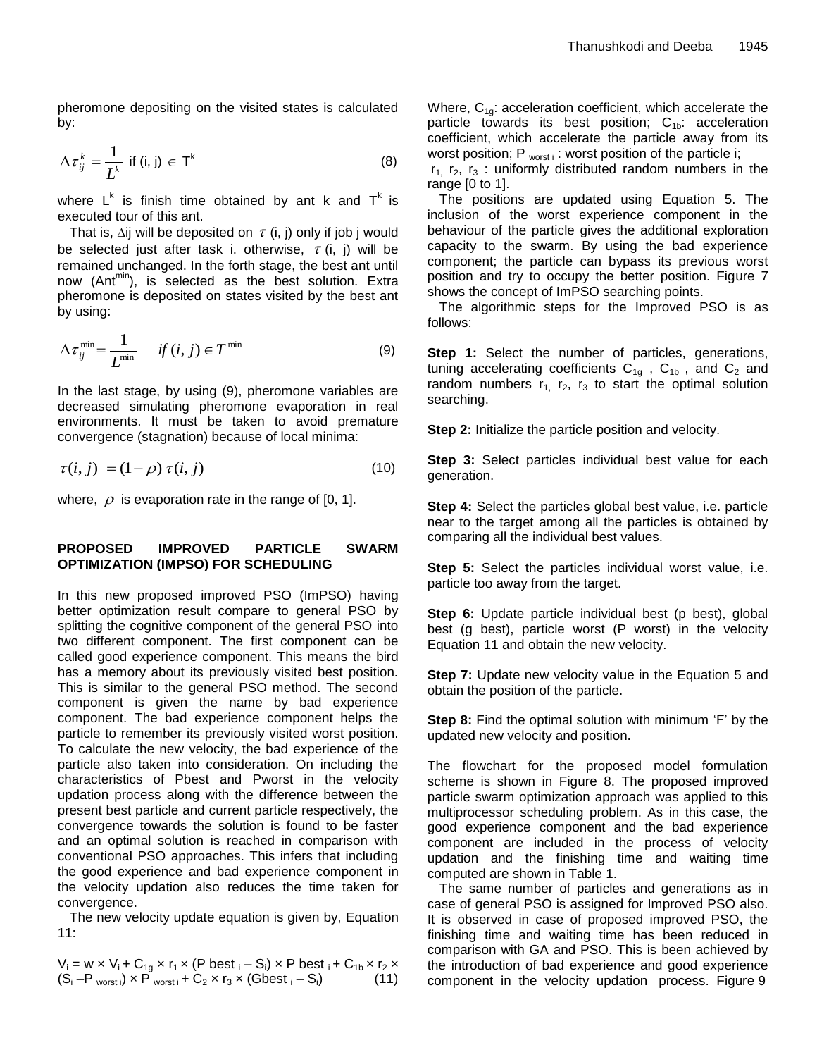pheromone depositing on the visited states is calculated by:

$$\Delta\tau_{ij}^{k} = \frac{1}{L^{k}} \text{ if (i, j)} \in T^{k} \tag{8}$$

where $L^k$ is finish time obtained by ant k and $T^k$ is executed tour of this ant.

That is, $\Delta$ij will be deposited on $\tau$ (i, j) only if job j would be selected just after task i. otherwise, $\tau$ (i, j) will be remained unchanged. In the forth stage, the best ant until now ($Ant^{min}$), is selected as the best solution. Extra pheromone is deposited on states visited by the best ant by using:

$$\Delta\tau_{ij}^{min} = \frac{1}{L^{min}} \quad \text{if } (i, j) \in T^{min} \tag{9}$$

In the last stage, by using (9), pheromone variables are decreased simulating pheromone evaporation in real environments. It must be taken to avoid premature convergence (stagnation) because of local minima:

$$\tau(i, j) = (1-\rho)\,\tau(i, j) \tag{10}$$

where, $\rho$ is evaporation rate in the range of [0, 1].

## PROPOSED IMPROVED PARTICLE SWARM OPTIMIZATION (IMPSO) FOR SCHEDULING

In this new proposed improved PSO (ImPSO) having better optimization result compare to general PSO by splitting the cognitive component of the general PSO into two different component. The first component can be called good experience component. This means the bird has a memory about its previously visited best position. This is similar to the general PSO method. The second component is given the name by bad experience component. The bad experience component helps the particle to remember its previously visited worst position. To calculate the new velocity, the bad experience of the particle also taken into consideration. On including the characteristics of Pbest and Pworst in the velocity updation process along with the difference between the present best particle and current particle respectively, the convergence towards the solution is found to be faster and an optimal solution is reached in comparison with conventional PSO approaches. This infers that including the good experience and bad experience component in the velocity updation also reduces the time taken for convergence.

The new velocity update equation is given by, Equation 11:

$$V_i = w \times V_i + C_{1g} \times r_1 \times (P\,best_i - S_i) \times P\,best_i + C_{1b} \times r_2 \times (S_i - P_{worst\,i}) \times P_{worst\,i} + C_2 \times r_3 \times (Gbest_i - S_i) \tag{11}$$

Where, $C_{1g}$: acceleration coefficient, which accelerate the particle towards its best position; $C_{1b}$: acceleration coefficient, which accelerate the particle away from its worst position; $P_{worst\,i}$ : worst position of the particle i;
$r_1$, $r_2$, $r_3$ : uniformly distributed random numbers in the range [0 to 1].

The positions are updated using Equation 5. The inclusion of the worst experience component in the behaviour of the particle gives the additional exploration capacity to the swarm. By using the bad experience component; the particle can bypass its previous worst position and try to occupy the better position. Figure 7 shows the concept of ImPSO searching points.

The algorithmic steps for the Improved PSO is as follows:

**Step 1:** Select the number of particles, generations, tuning accelerating coefficients $C_{1g}$ , $C_{1b}$ , and $C_2$ and random numbers $r_1$, $r_2$, $r_3$ to start the optimal solution searching.

**Step 2:** Initialize the particle position and velocity.

**Step 3:** Select particles individual best value for each generation.

**Step 4:** Select the particles global best value, i.e. particle near to the target among all the particles is obtained by comparing all the individual best values.

**Step 5:** Select the particles individual worst value, i.e. particle too away from the target.

**Step 6:** Update particle individual best (p best), global best (g best), particle worst (P worst) in the velocity Equation 11 and obtain the new velocity.

**Step 7:** Update new velocity value in the Equation 5 and obtain the position of the particle.

**Step 8:** Find the optimal solution with minimum 'F' by the updated new velocity and position.

The flowchart for the proposed model formulation scheme is shown in Figure 8. The proposed improved particle swarm optimization approach was applied to this multiprocessor scheduling problem. As in this case, the good experience component and the bad experience component are included in the process of velocity updation and the finishing time and waiting time computed are shown in Table 1.

The same number of particles and generations as in case of general PSO is assigned for Improved PSO also. It is observed in case of proposed improved PSO, the finishing time and waiting time has been reduced in comparison with GA and PSO. This is been achieved by the introduction of bad experience and good experience component in the velocity updation process. Figure 9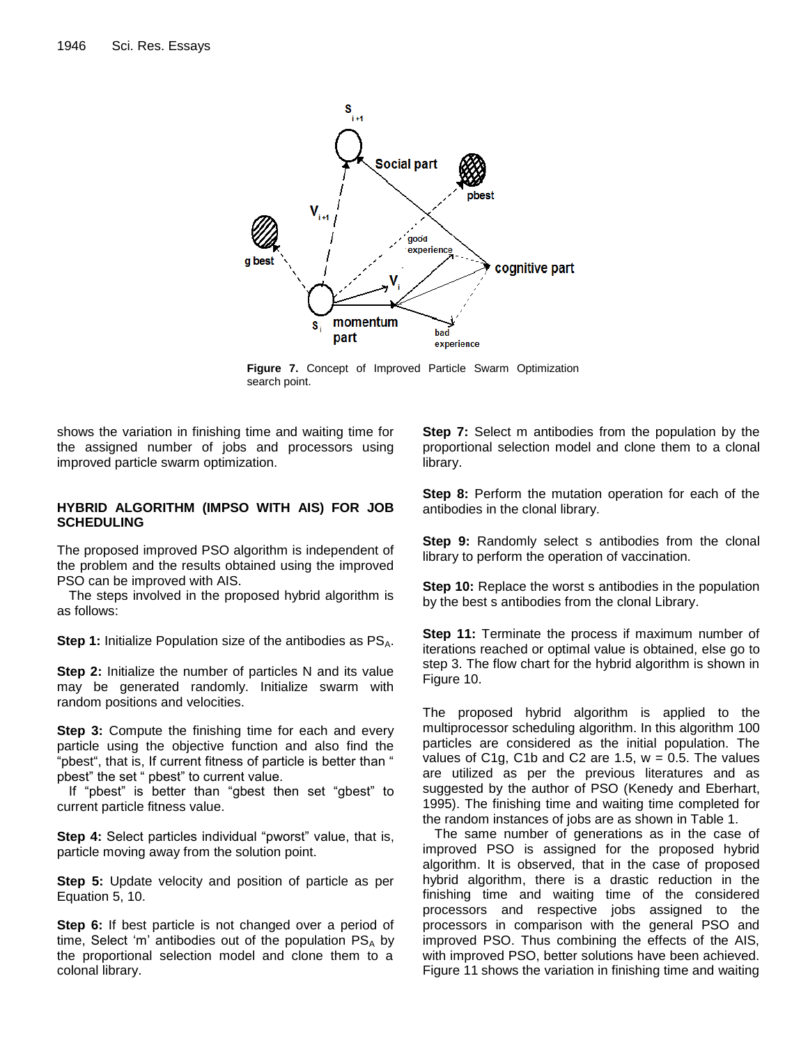Figure 7. Concept of Improved Particle Swarm Optimization search point.

shows the variation in finishing time and waiting time for the assigned number of jobs and processors using improved particle swarm optimization.

## HYBRID ALGORITHM (IMPSO WITH AIS) FOR JOB SCHEDULING

The proposed improved PSO algorithm is independent of the problem and the results obtained using the improved PSO can be improved with AIS.

The steps involved in the proposed hybrid algorithm is as follows:

**Step 1:** Initialize Population size of the antibodies as $PS_A$.

**Step 2:** Initialize the number of particles N and its value may be generated randomly. Initialize swarm with random positions and velocities.

**Step 3:** Compute the finishing time for each and every particle using the objective function and also find the "pbest", that is, If current fitness of particle is better than " pbest" the set " pbest" to current value.

If "pbest" is better than "gbest then set "gbest" to current particle fitness value.

**Step 4:** Select particles individual "pworst" value, that is, particle moving away from the solution point.

**Step 5:** Update velocity and position of particle as per Equation 5, 10.

**Step 6:** If best particle is not changed over a period of time, Select 'm' antibodies out of the population $PS_A$ by the proportional selection model and clone them to a colonal library.

**Step 7:** Select m antibodies from the population by the proportional selection model and clone them to a clonal library.

**Step 8:** Perform the mutation operation for each of the antibodies in the clonal library.

**Step 9:** Randomly select s antibodies from the clonal library to perform the operation of vaccination.

**Step 10:** Replace the worst s antibodies in the population by the best s antibodies from the clonal Library.

**Step 11:** Terminate the process if maximum number of iterations reached or optimal value is obtained, else go to step 3. The flow chart for the hybrid algorithm is shown in Figure 10.

The proposed hybrid algorithm is applied to the multiprocessor scheduling algorithm. In this algorithm 100 particles are considered as the initial population. The values of C1g, C1b and C2 are 1.5, w = 0.5. The values are utilized as per the previous literatures and as suggested by the author of PSO (Kenedy and Eberhart, 1995). The finishing time and waiting time completed for the random instances of jobs are as shown in Table 1.

The same number of generations as in the case of improved PSO is assigned for the proposed hybrid algorithm. It is observed, that in the case of proposed hybrid algorithm, there is a drastic reduction in the finishing time and waiting time of the considered processors and respective jobs assigned to the processors in comparison with the general PSO and improved PSO. Thus combining the effects of the AIS, with improved PSO, better solutions have been achieved. Figure 11 shows the variation in finishing time and waiting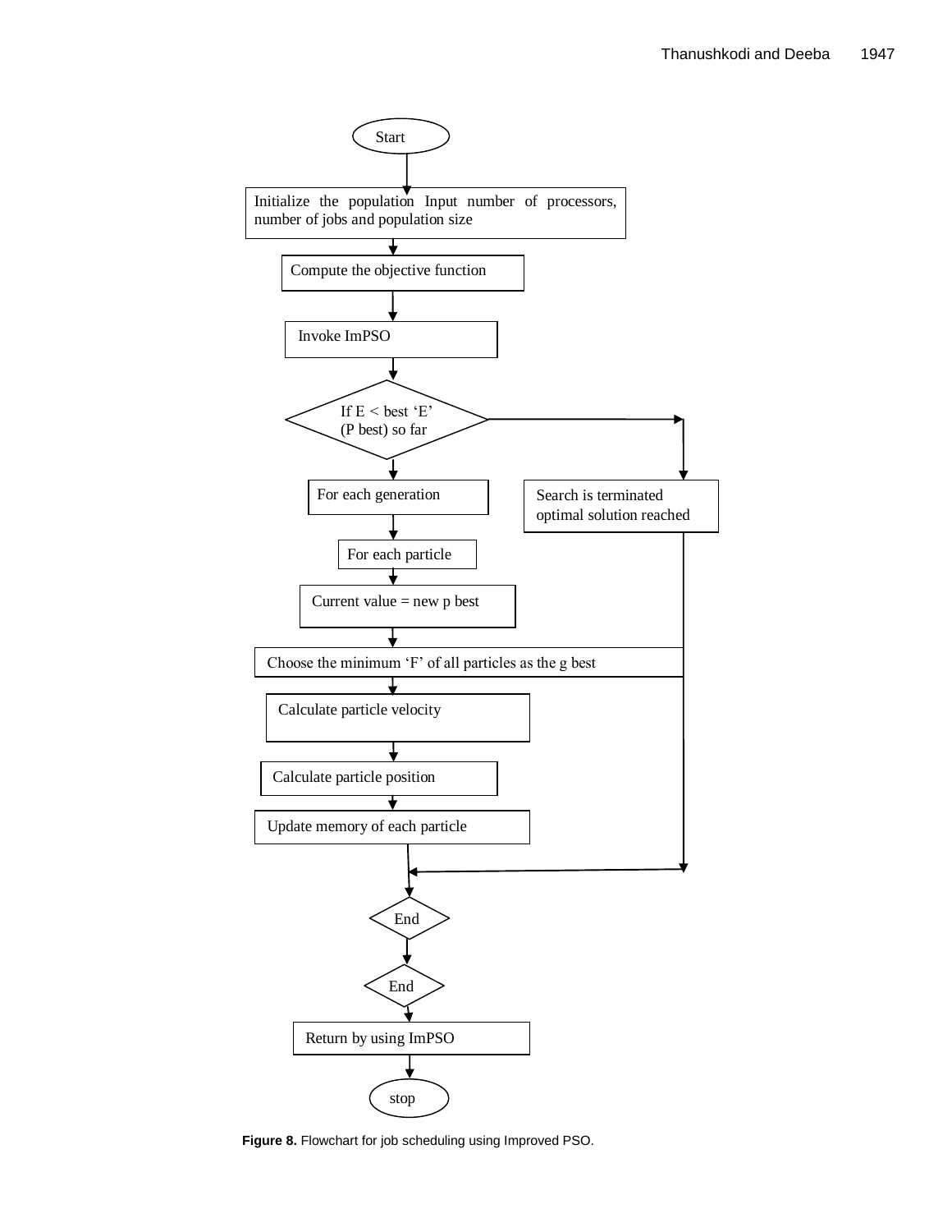Start

Initialize the population Input number of processors, number of jobs and population size

Compute the objective function

Invoke ImPSO

If E < best ‘E’ (P best) so far

For each generation

Search is terminated optimal solution reached

For each particle

Current value = new p best

Choose the minimum ‘F’ of all particles as the g best

Calculate particle velocity

Calculate particle position

Update memory of each particle

End

End

Return by using ImPSO

stop

**Figure 8.** Flowchart for job scheduling using Improved PSO.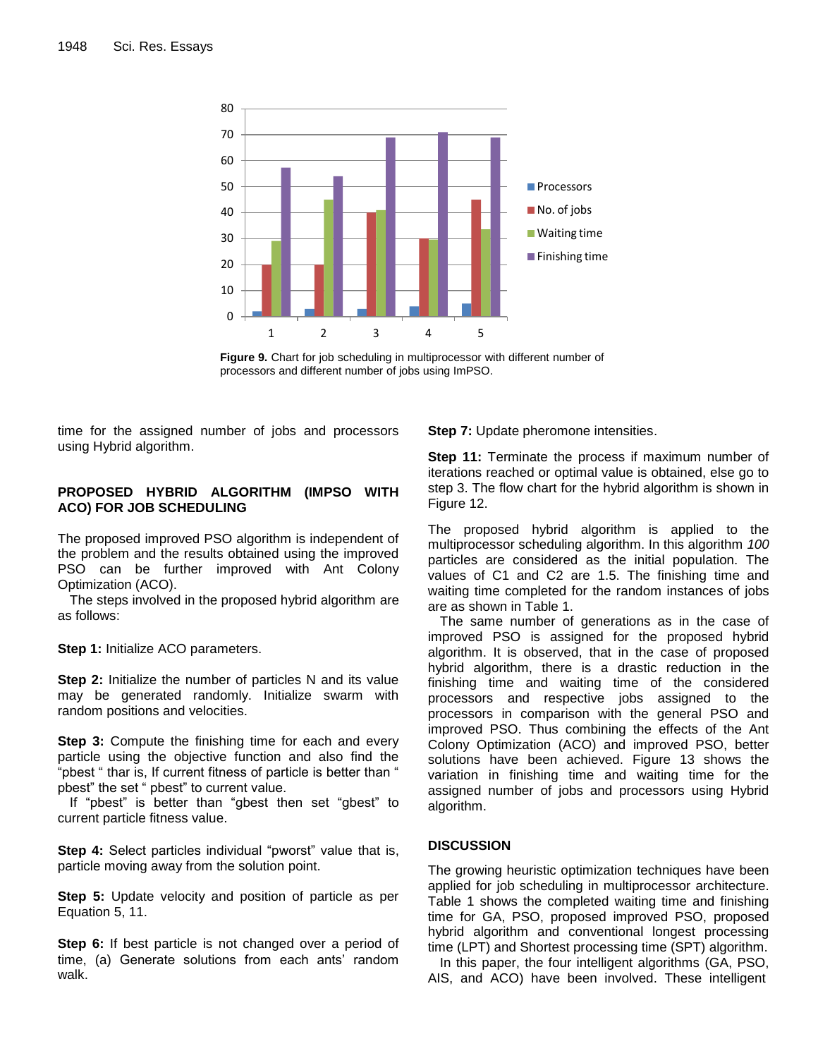Figure 9. Chart for job scheduling in multiprocessor with different number of processors and different number of jobs using ImPSO.

time for the assigned number of jobs and processors using Hybrid algorithm.

## PROPOSED HYBRID ALGORITHM (IMPSO WITH ACO) FOR JOB SCHEDULING

The proposed improved PSO algorithm is independent of the problem and the results obtained using the improved PSO can be further improved with Ant Colony Optimization (ACO).

The steps involved in the proposed hybrid algorithm are as follows:

**Step 1:** Initialize ACO parameters.

**Step 2:** Initialize the number of particles N and its value may be generated randomly. Initialize swarm with random positions and velocities.

**Step 3:** Compute the finishing time for each and every particle using the objective function and also find the "pbest " thar is, If current fitness of particle is better than " pbest" the set " pbest" to current value.

If "pbest" is better than "gbest then set "gbest" to current particle fitness value.

**Step 4:** Select particles individual "pworst" value that is, particle moving away from the solution point.

**Step 5:** Update velocity and position of particle as per Equation 5, 11.

**Step 6:** If best particle is not changed over a period of time, (a) Generate solutions from each ants' random walk.

**Step 7:** Update pheromone intensities.

**Step 11:** Terminate the process if maximum number of iterations reached or optimal value is obtained, else go to step 3. The flow chart for the hybrid algorithm is shown in Figure 12.

The proposed hybrid algorithm is applied to the multiprocessor scheduling algorithm. In this algorithm *100* particles are considered as the initial population. The values of C1 and C2 are 1.5. The finishing time and waiting time completed for the random instances of jobs are as shown in Table 1.

The same number of generations as in the case of improved PSO is assigned for the proposed hybrid algorithm. It is observed, that in the case of proposed hybrid algorithm, there is a drastic reduction in the finishing time and waiting time of the considered processors and respective jobs assigned to the processors in comparison with the general PSO and improved PSO. Thus combining the effects of the Ant Colony Optimization (ACO) and improved PSO, better solutions have been achieved. Figure 13 shows the variation in finishing time and waiting time for the assigned number of jobs and processors using Hybrid algorithm.

## DISCUSSION

The growing heuristic optimization techniques have been applied for job scheduling in multiprocessor architecture. Table 1 shows the completed waiting time and finishing time for GA, PSO, proposed improved PSO, proposed hybrid algorithm and conventional longest processing time (LPT) and Shortest processing time (SPT) algorithm.

In this paper, the four intelligent algorithms (GA, PSO, AIS, and ACO) have been involved. These intelligent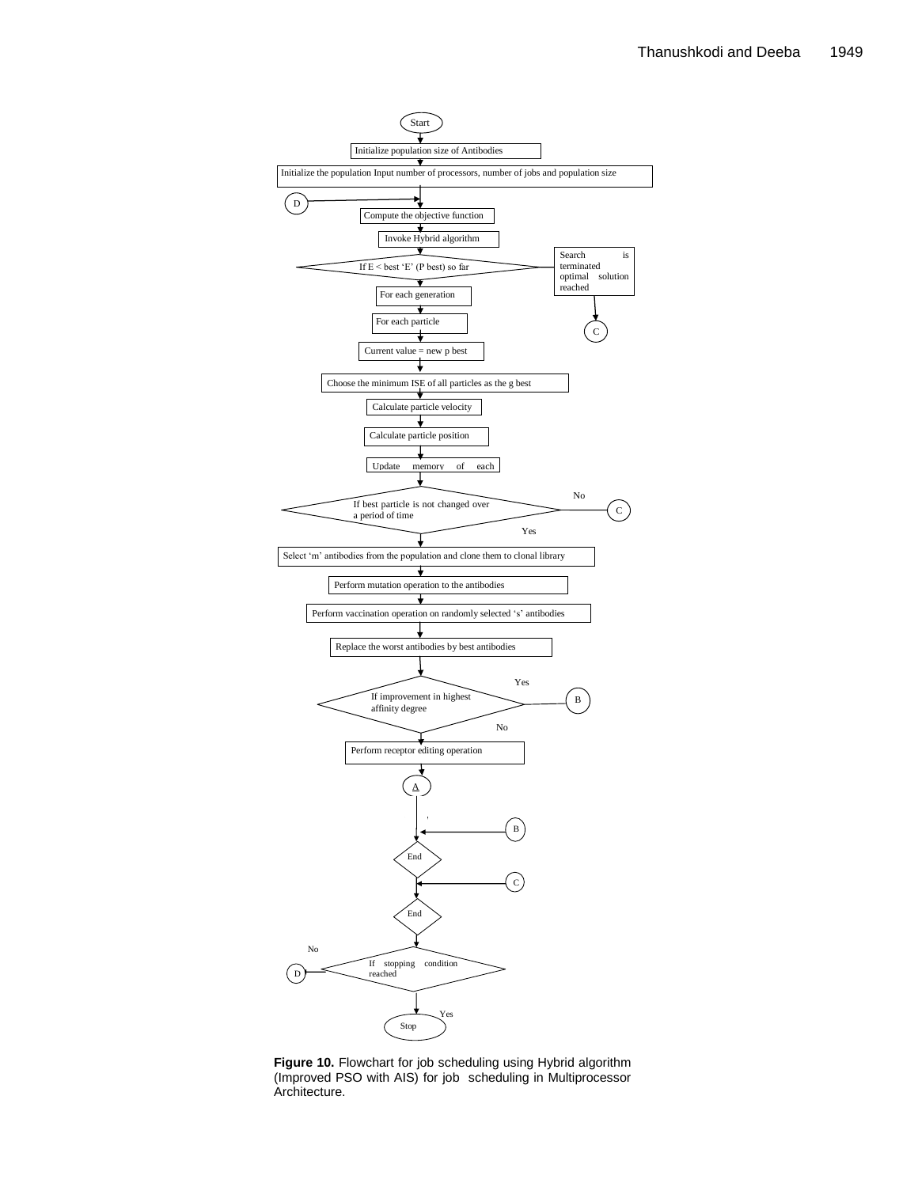Start

Initialize population size of Antibodies

Initialize the population Input number of processors, number of jobs and population size

D

Compute the objective function

Invoke Hybrid algorithm

If E < best 'E' (P best) so far

Search is terminated optimal solution reached

C

For each generation

For each particle

Current value = new p best

Choose the minimum ISE of all particles as the g best

Calculate particle velocity

Calculate particle position

Update memory of each

If best particle is not changed over a period of time

No

C

Yes

Select 'm' antibodies from the population and clone them to clonal library

Perform mutation operation to the antibodies

Perform vaccination operation on randomly selected 's' antibodies

Replace the worst antibodies by best antibodies

If improvement in highest affinity degree

Yes

B

No

Perform receptor editing operation

A

B

End

C

End

No

If stopping condition reached

D

Yes

Stop

**Figure 10.** Flowchart for job scheduling using Hybrid algorithm (Improved PSO with AIS) for job scheduling in Multiprocessor Architecture.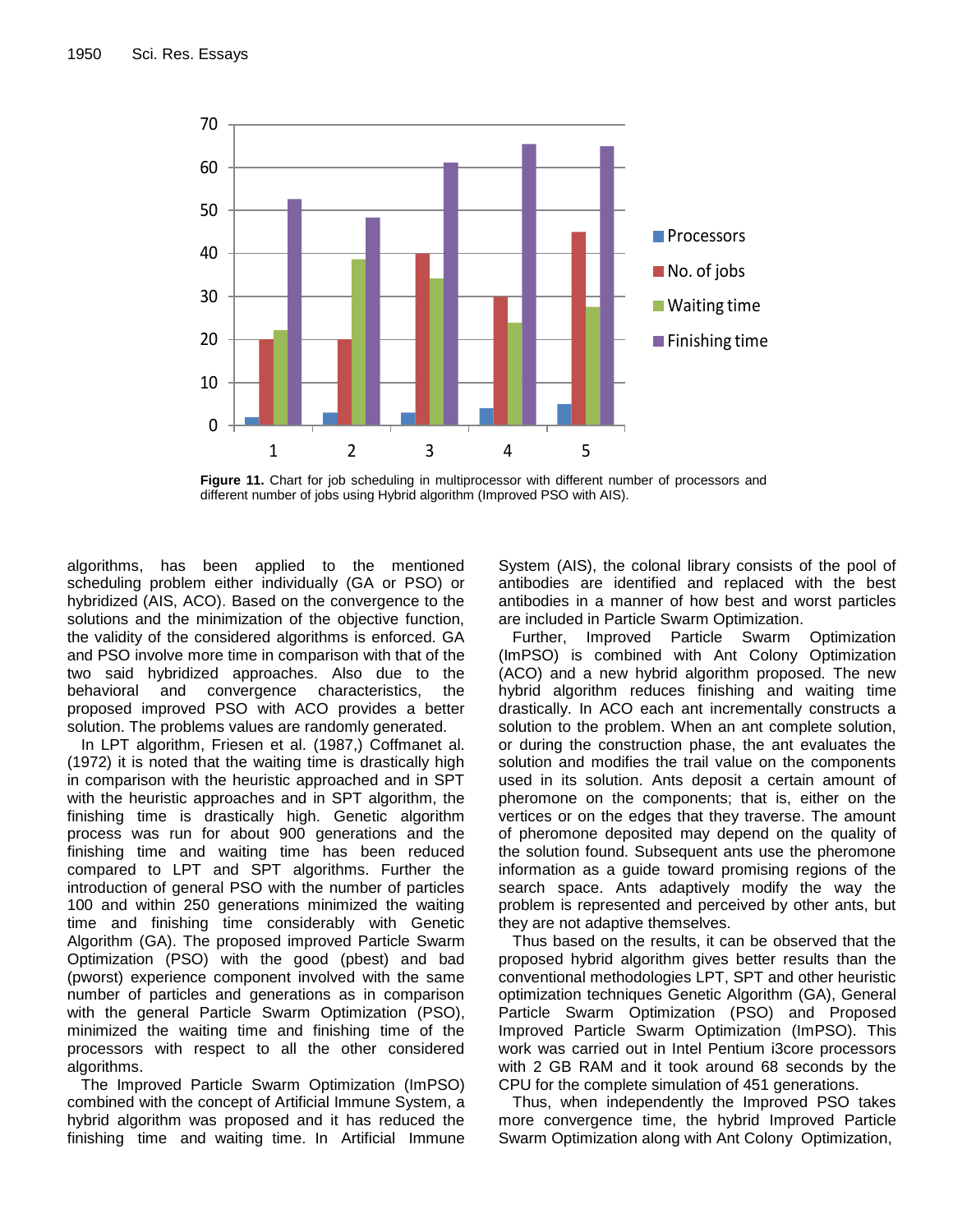70
60
50
40
30
20
10
0
1
2
3
4
5

Processors
No. of jobs
Waiting time
Finishing time

**Figure 11.** Chart for job scheduling in multiprocessor with different number of processors and different number of jobs using Hybrid algorithm (Improved PSO with AIS).

algorithms, has been applied to the mentioned scheduling problem either individually (GA or PSO) or hybridized (AIS, ACO). Based on the convergence to the solutions and the minimization of the objective function, the validity of the considered algorithms is enforced. GA and PSO involve more time in comparison with that of the two said hybridized approaches. Also due to the behavioral and convergence characteristics, the proposed improved PSO with ACO provides a better solution. The problems values are randomly generated.

In LPT algorithm, Friesen et al. (1987,) Coffmanet al. (1972) it is noted that the waiting time is drastically high in comparison with the heuristic approached and in SPT with the heuristic approaches and in SPT algorithm, the finishing time is drastically high. Genetic algorithm process was run for about 900 generations and the finishing time and waiting time has been reduced compared to LPT and SPT algorithms. Further the introduction of general PSO with the number of particles 100 and within 250 generations minimized the waiting time and finishing time considerably with Genetic Algorithm (GA). The proposed improved Particle Swarm Optimization (PSO) with the good (pbest) and bad (pworst) experience component involved with the same number of particles and generations as in comparison with the general Particle Swarm Optimization (PSO), minimized the waiting time and finishing time of the processors with respect to all the other considered algorithms.

The Improved Particle Swarm Optimization (ImPSO) combined with the concept of Artificial Immune System, a hybrid algorithm was proposed and it has reduced the finishing time and waiting time. In Artificial Immune System (AIS), the colonal library consists of the pool of antibodies are identified and replaced with the best antibodies in a manner of how best and worst particles are included in Particle Swarm Optimization.

Further, Improved Particle Swarm Optimization (ImPSO) is combined with Ant Colony Optimization (ACO) and a new hybrid algorithm proposed. The new hybrid algorithm reduces finishing and waiting time drastically. In ACO each ant incrementally constructs a solution to the problem. When an ant complete solution, or during the construction phase, the ant evaluates the solution and modifies the trail value on the components used in its solution. Ants deposit a certain amount of pheromone on the components; that is, either on the vertices or on the edges that they traverse. The amount of pheromone deposited may depend on the quality of the solution found. Subsequent ants use the pheromone information as a guide toward promising regions of the search space. Ants adaptively modify the way the problem is represented and perceived by other ants, but they are not adaptive themselves.

Thus based on the results, it can be observed that the proposed hybrid algorithm gives better results than the conventional methodologies LPT, SPT and other heuristic optimization techniques Genetic Algorithm (GA), General Particle Swarm Optimization (PSO) and Proposed Improved Particle Swarm Optimization (ImPSO). This work was carried out in Intel Pentium i3core processors with 2 GB RAM and it took around 68 seconds by the CPU for the complete simulation of 451 generations.

Thus, when independently the Improved PSO takes more convergence time, the hybrid Improved Particle Swarm Optimization along with Ant Colony Optimization,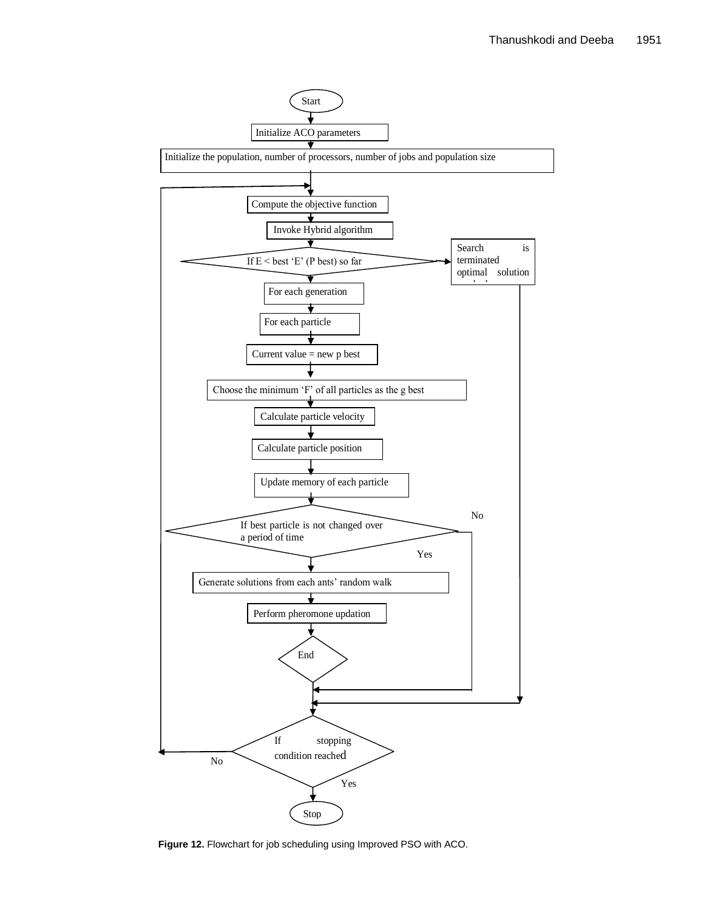Start

Initialize ACO parameters

Initialize the population, number of processors, number of jobs and population size

Compute the objective function

Invoke Hybrid algorithm

If E < best 'E' (P best) so far

Search is terminated optimal solution

For each generation

For each particle

Current value = new p best

Choose the minimum 'F' of all particles as the g best

Calculate particle velocity

Calculate particle position

Update memory of each particle

If best particle is not changed over a period of time

No

Yes

Generate solutions from each ants' random walk

Perform pheromone updation

End

If stopping condition reached

No

Yes

Stop

**Figure 12.** Flowchart for job scheduling using Improved PSO with ACO.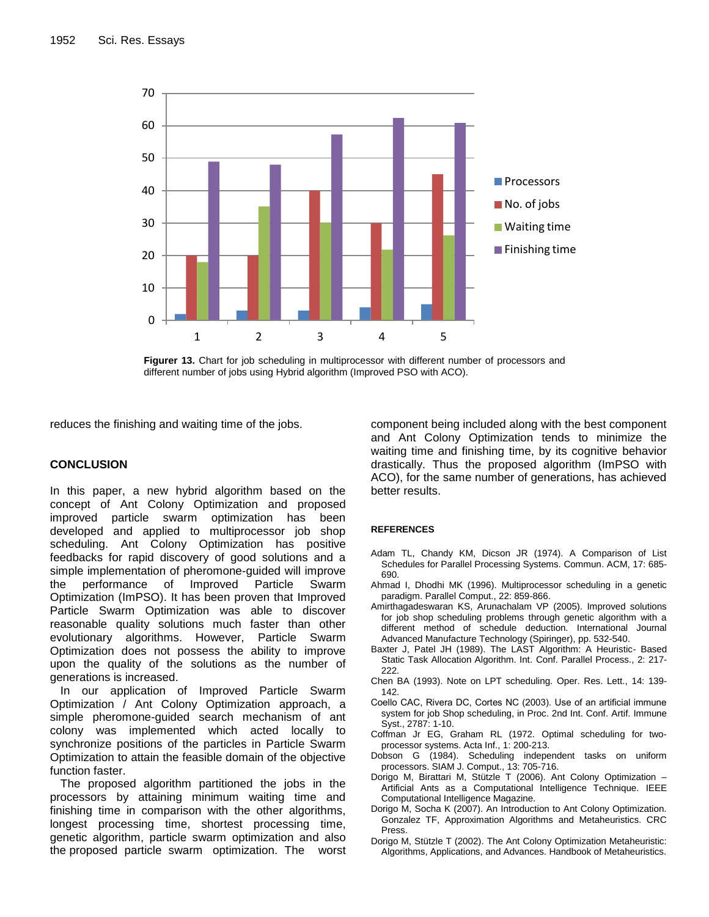Figurer 13. Chart for job scheduling in multiprocessor with different number of processors and different number of jobs using Hybrid algorithm (Improved PSO with ACO).

reduces the finishing and waiting time of the jobs.

## CONCLUSION

In this paper, a new hybrid algorithm based on the concept of Ant Colony Optimization and proposed improved particle swarm optimization has been developed and applied to multiprocessor job shop scheduling. Ant Colony Optimization has positive feedbacks for rapid discovery of good solutions and a simple implementation of pheromone-guided will improve the performance of Improved Particle Swarm Optimization (ImPSO). It has been proven that Improved Particle Swarm Optimization was able to discover reasonable quality solutions much faster than other evolutionary algorithms. However, Particle Swarm Optimization does not possess the ability to improve upon the quality of the solutions as the number of generations is increased.

In our application of Improved Particle Swarm Optimization / Ant Colony Optimization approach, a simple pheromone-guided search mechanism of ant colony was implemented which acted locally to synchronize positions of the particles in Particle Swarm Optimization to attain the feasible domain of the objective function faster.

The proposed algorithm partitioned the jobs in the processors by attaining minimum waiting time and finishing time in comparison with the other algorithms, longest processing time, shortest processing time, genetic algorithm, particle swarm optimization and also the proposed particle swarm optimization. The worst component being included along with the best component and Ant Colony Optimization tends to minimize the waiting time and finishing time, by its cognitive behavior drastically. Thus the proposed algorithm (ImPSO with ACO), for the same number of generations, has achieved better results.

## REFERENCES

Adam TL, Chandy KM, Dicson JR (1974). A Comparison of List Schedules for Parallel Processing Systems. Commun. ACM, 17: 685-690.

Ahmad I, Dhodhi MK (1996). Multiprocessor scheduling in a genetic paradigm. Parallel Comput., 22: 859-866.

Amirthagadeswaran KS, Arunachalam VP (2005). Improved solutions for job shop scheduling problems through genetic algorithm with a different method of schedule deduction. International Journal Advanced Manufacture Technology (Spiringer), pp. 532-540.

Baxter J, Patel JH (1989). The LAST Algorithm: A Heuristic- Based Static Task Allocation Algorithm. Int. Conf. Parallel Process., 2: 217-222.

Chen BA (1993). Note on LPT scheduling. Oper. Res. Lett., 14: 139-142.

Coello CAC, Rivera DC, Cortes NC (2003). Use of an artificial immune system for job Shop scheduling, in Proc. 2nd Int. Conf. Artif. Immune Syst., 2787: 1-10.

Coffman Jr EG, Graham RL (1972. Optimal scheduling for two-processor systems. Acta Inf., 1: 200-213.

Dobson G (1984). Scheduling independent tasks on uniform processors. SIAM J. Comput., 13: 705-716.

Dorigo M, Birattari M, Stützle T (2006). Ant Colony Optimization – Artificial Ants as a Computational Intelligence Technique. IEEE Computational Intelligence Magazine.

Dorigo M, Socha K (2007). An Introduction to Ant Colony Optimization. Gonzalez TF, Approximation Algorithms and Metaheuristics. CRC Press.

Dorigo M, Stützle T (2002). The Ant Colony Optimization Metaheuristic: Algorithms, Applications, and Advances. Handbook of Metaheuristics.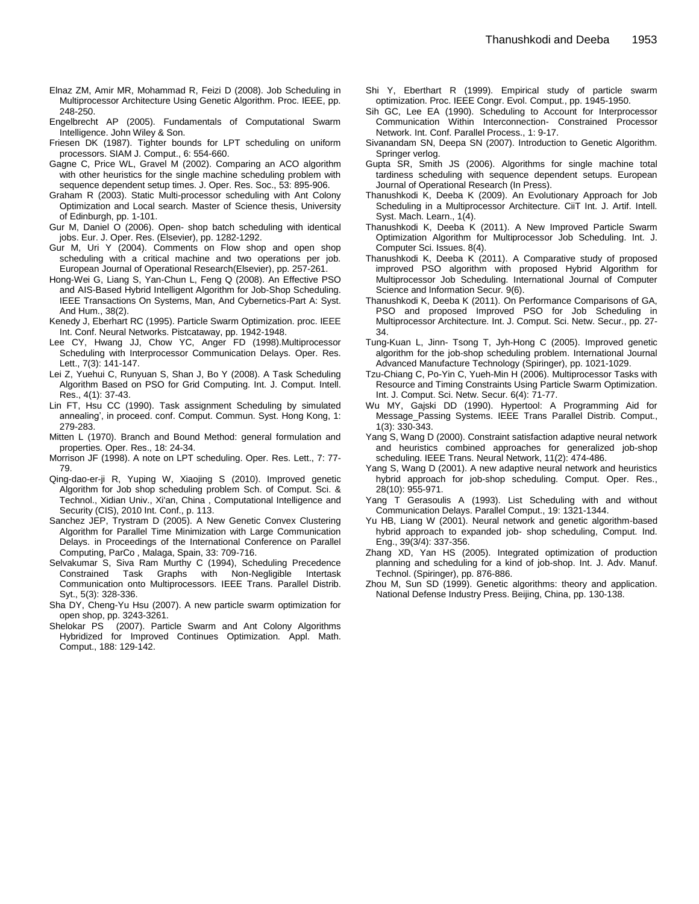Elnaz ZM, Amir MR, Mohammad R, Feizi D (2008). Job Scheduling in Multiprocessor Architecture Using Genetic Algorithm. Proc. IEEE, pp. 248-250.

Engelbrecht AP (2005). Fundamentals of Computational Swarm Intelligence. John Wiley & Son.

Friesen DK (1987). Tighter bounds for LPT scheduling on uniform processors. SIAM J. Comput., 6: 554-660.

Gagne C, Price WL, Gravel M (2002). Comparing an ACO algorithm with other heuristics for the single machine scheduling problem with sequence dependent setup times. J. Oper. Res. Soc., 53: 895-906.

Graham R (2003). Static Multi-processor scheduling with Ant Colony Optimization and Local search. Master of Science thesis, University of Edinburgh, pp. 1-101.

Gur M, Daniel O (2006). Open- shop batch scheduling with identical jobs. Eur. J. Oper. Res. (Elsevier), pp. 1282-1292.

Gur M, Uri Y (2004). Comments on Flow shop and open shop scheduling with a critical machine and two operations per job. European Journal of Operational Research(Elsevier), pp. 257-261.

Hong-Wei G, Liang S, Yan-Chun L, Feng Q (2008). An Effective PSO and AIS-Based Hybrid Intelligent Algorithm for Job-Shop Scheduling. IEEE Transactions On Systems, Man, And Cybernetics-Part A: Syst. And Hum., 38(2).

Kenedy J, Eberhart RC (1995). Particle Swarm Optimization. proc. IEEE Int. Conf. Neural Networks. Pistcataway, pp. 1942-1948.

Lee CY, Hwang JJ, Chow YC, Anger FD (1998).Multiprocessor Scheduling with Interprocessor Communication Delays. Oper. Res. Lett., 7(3): 141-147.

Lei Z, Yuehui C, Runyuan S, Shan J, Bo Y (2008). A Task Scheduling Algorithm Based on PSO for Grid Computing. Int. J. Comput. Intell. Res., 4(1): 37-43.

Lin FT, Hsu CC (1990). Task assignment Scheduling by simulated annealing', in proceed. conf. Comput. Commun. Syst. Hong Kong, 1: 279-283.

Mitten L (1970). Branch and Bound Method: general formulation and properties. Oper. Res., 18: 24-34.

Morrison JF (1998). A note on LPT scheduling. Oper. Res. Lett., 7: 77-79.

Qing-dao-er-ji R, Yuping W, Xiaojing S (2010). Improved genetic Algorithm for Job shop scheduling problem Sch. of Comput. Sci. & Technol., Xidian Univ., Xi'an, China , Computational Intelligence and Security (CIS), 2010 Int. Conf., p. 113.

Sanchez JEP, Trystram D (2005). A New Genetic Convex Clustering Algorithm for Parallel Time Minimization with Large Communication Delays. in Proceedings of the International Conference on Parallel Computing, ParCo , Malaga, Spain, 33: 709-716.

Selvakumar S, Siva Ram Murthy C (1994), Scheduling Precedence Constrained Task Graphs with Non-Negligible Intertask Communication onto Multiprocessors. IEEE Trans. Parallel Distrib. Syt., 5(3): 328-336.

Sha DY, Cheng-Yu Hsu (2007). A new particle swarm optimization for open shop, pp. 3243-3261.

Shelokar PS (2007). Particle Swarm and Ant Colony Algorithms Hybridized for Improved Continues Optimization. Appl. Math. Comput., 188: 129-142.

Shi Y, Eberthart R (1999). Empirical study of particle swarm optimization. Proc. IEEE Congr. Evol. Comput., pp. 1945-1950.

Sih GC, Lee EA (1990). Scheduling to Account for Interprocessor Communication Within Interconnection- Constrained Processor Network. Int. Conf. Parallel Process., 1: 9-17.

Sivanandam SN, Deepa SN (2007). Introduction to Genetic Algorithm. Springer verlog.

Gupta SR, Smith JS (2006). Algorithms for single machine total tardiness scheduling with sequence dependent setups. European Journal of Operational Research (In Press).

Thanushkodi K, Deeba K (2009). An Evolutionary Approach for Job Scheduling in a Multiprocessor Architecture. CiiT Int. J. Artif. Intell. Syst. Mach. Learn., 1(4).

Thanushkodi K, Deeba K (2011). A New Improved Particle Swarm Optimization Algorithm for Multiprocessor Job Scheduling. Int. J. Computer Sci. Issues. 8(4).

Thanushkodi K, Deeba K (2011). A Comparative study of proposed improved PSO algorithm with proposed Hybrid Algorithm for Multiprocessor Job Scheduling. International Journal of Computer Science and Information Secur. 9(6).

Thanushkodi K, Deeba K (2011). On Performance Comparisons of GA, PSO and proposed Improved PSO for Job Scheduling in Multiprocessor Architecture. Int. J. Comput. Sci. Netw. Secur., pp. 27-34.

Tung-Kuan L, Jinn- Tsong T, Jyh-Hong C (2005). Improved genetic algorithm for the job-shop scheduling problem. International Journal Advanced Manufacture Technology (Spiringer), pp. 1021-1029.

Tzu-Chiang C, Po-Yin C, Yueh-Min H (2006). Multiprocessor Tasks with Resource and Timing Constraints Using Particle Swarm Optimization. Int. J. Comput. Sci. Netw. Secur. 6(4): 71-77.

Wu MY, Gajski DD (1990). Hypertool: A Programming Aid for Message_Passing Systems. IEEE Trans Parallel Distrib. Comput., 1(3): 330-343.

Yang S, Wang D (2000). Constraint satisfaction adaptive neural network and heuristics combined approaches for generalized job-shop scheduling. IEEE Trans. Neural Network, 11(2): 474-486.

Yang S, Wang D (2001). A new adaptive neural network and heuristics hybrid approach for job-shop scheduling. Comput. Oper. Res., 28(10): 955-971.

Yang T Gerasoulis A (1993). List Scheduling with and without Communication Delays. Parallel Comput., 19: 1321-1344.

Yu HB, Liang W (2001). Neural network and genetic algorithm-based hybrid approach to expanded job- shop scheduling, Comput. Ind. Eng., 39(3/4): 337-356.

Zhang XD, Yan HS (2005). Integrated optimization of production planning and scheduling for a kind of job-shop. Int. J. Adv. Manuf. Technol. (Spiringer), pp. 876-886.

Zhou M, Sun SD (1999). Genetic algorithms: theory and application. National Defense Industry Press. Beijing, China, pp. 130-138.